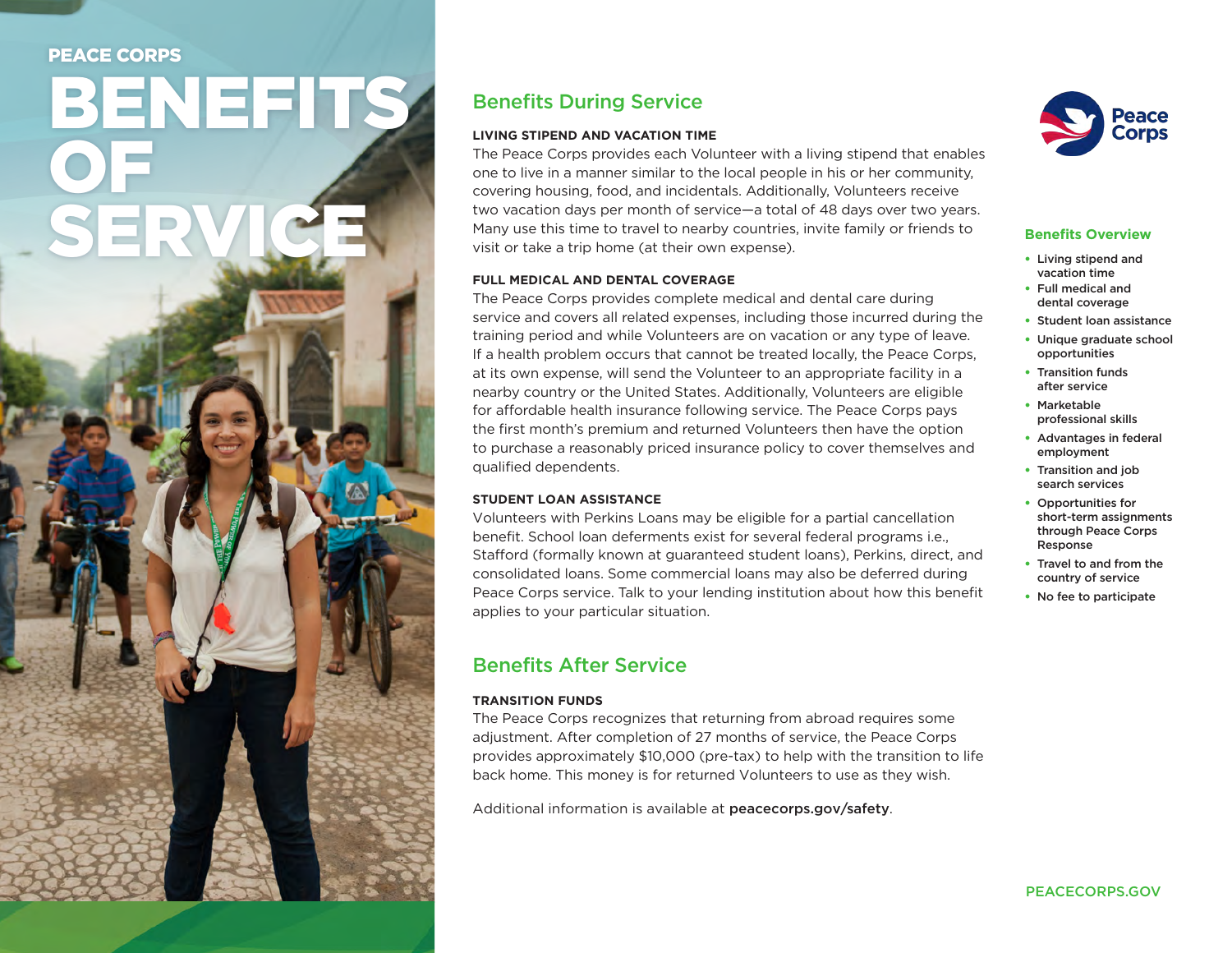PEACE CORPS

# BENEFITS OF SERVICE

## Benefits During Service

### LIVING STIPEND AND VACATION TIME

The Peace Corps provides each Volunteer with a living stipend that enables one to live in a manner similar to the local people in his or her community, covering housing, food, and incidentals. Additionally, Volunteers receive two vacation days per month of service—a total of 48 days over two years. Many use this time to travel to nearby countries, invite family or friends to visit or take a trip home (at their own expense).

### FULL MEDICAL AND DENTAL COVERAGE

The Peace Corps provides complete medical and dental care during service and covers all related expenses, including those incurred during the training period and while Volunteers are on vacation or any type of leave. If a health problem occurs that cannot be treated locally, the Peace Corps, at its own expense, will send the Volunteer to an appropriate facility in a nearby country or the United States. Additionally, Volunteers are eligible for affordable health insurance following service. The Peace Corps pays the first month's premium and returned Volunteers then have the option to purchase a reasonably priced insurance policy to cover themselves and qualified dependents.

### STUDENT LOAN ASSISTANCE

Volunteers with Perkins Loans may be eligible for a partial cancellation benefit. School loan deferments exist for several federal programs i.e., Stafford (formally known at guaranteed student loans), Perkins, direct, and consolidated loans. Some commercial loans may also be deferred during Peace Corps service. Talk to your lending institution about how this benefit applies to your particular situation.

## Benefits After Service

### TRANSITION FUNDS

The Peace Corps recognizes that returning from abroad requires some adjustment. After completion of 27 months of service, the Peace Corps provides approximately $10,000 (pre-tax) to help with the transition to life back home. This money is for returned Volunteers to use as they wish.

Additional information is available at **peacecorps.gov/safety**.

Peace Corps

## Benefits Overview

- Living stipend and vacation time
- Full medical and dental coverage
- Student loan assistance
- Unique graduate school opportunities
- Transition funds after service
- Marketable professional skills
- Advantages in federal employment
- Transition and job search services
- Opportunities for short-term assignments through Peace Corps Response
- Travel to and from the country of service
- No fee to participate

PEACECORPS.GOV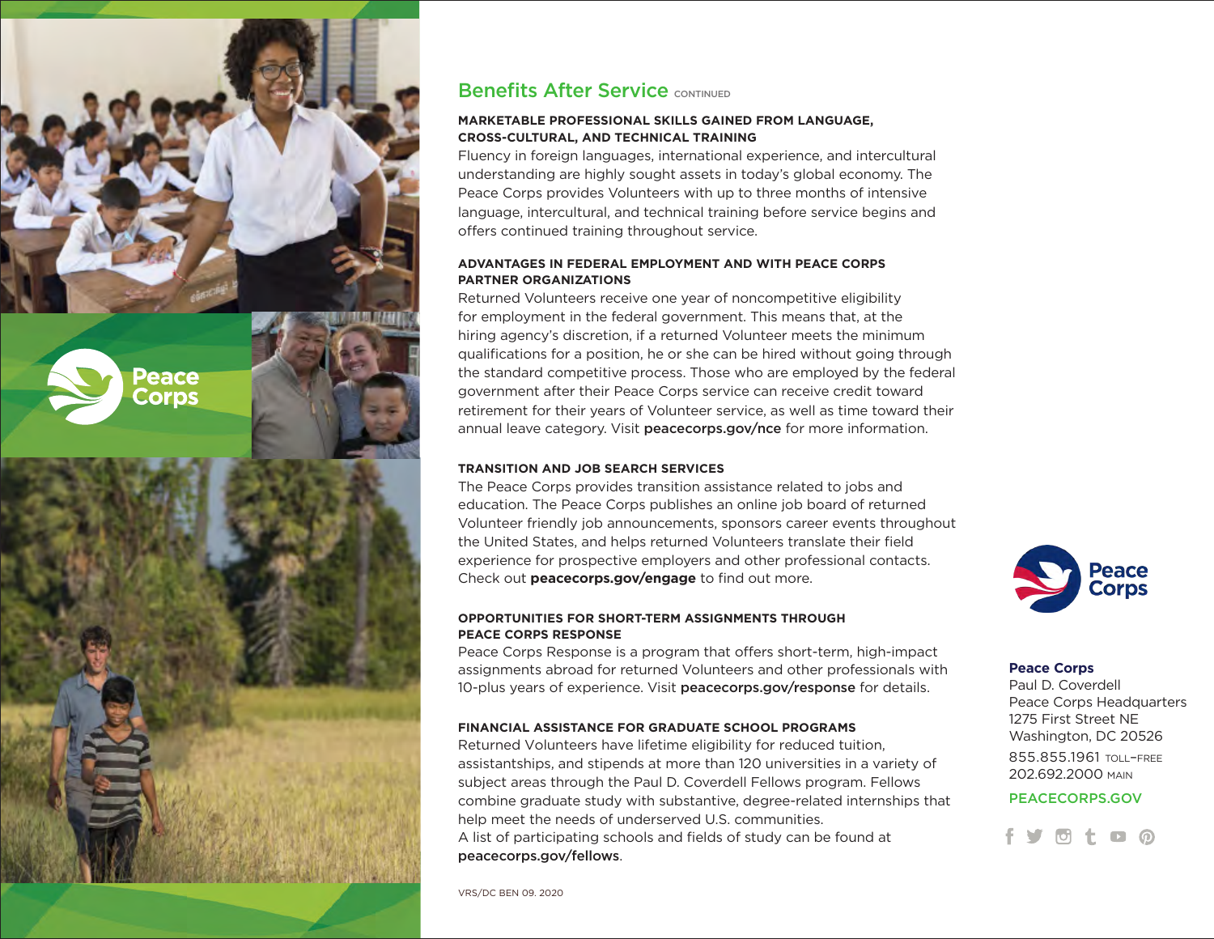## Benefits After Service CONTINUED

**MARKETABLE PROFESSIONAL SKILLS GAINED FROM LANGUAGE, CROSS-CULTURAL, AND TECHNICAL TRAINING**

Fluency in foreign languages, international experience, and intercultural understanding are highly sought assets in today's global economy. The Peace Corps provides Volunteers with up to three months of intensive language, intercultural, and technical training before service begins and offers continued training throughout service.

**ADVANTAGES IN FEDERAL EMPLOYMENT AND WITH PEACE CORPS PARTNER ORGANIZATIONS**

Returned Volunteers receive one year of noncompetitive eligibility for employment in the federal government. This means that, at the hiring agency's discretion, if a returned Volunteer meets the minimum qualifications for a position, he or she can be hired without going through the standard competitive process. Those who are employed by the federal government after their Peace Corps service can receive credit toward retirement for their years of Volunteer service, as well as time toward their annual leave category. Visit **peacecorps.gov/nce** for more information.

**TRANSITION AND JOB SEARCH SERVICES**

The Peace Corps provides transition assistance related to jobs and education. The Peace Corps publishes an online job board of returned Volunteer friendly job announcements, sponsors career events throughout the United States, and helps returned Volunteers translate their field experience for prospective employers and other professional contacts. Check out **peacecorps.gov/engage** to find out more.

**OPPORTUNITIES FOR SHORT-TERM ASSIGNMENTS THROUGH PEACE CORPS RESPONSE**

Peace Corps Response is a program that offers short-term, high-impact assignments abroad for returned Volunteers and other professionals with 10-plus years of experience. Visit **peacecorps.gov/response** for details.

**FINANCIAL ASSISTANCE FOR GRADUATE SCHOOL PROGRAMS**

Returned Volunteers have lifetime eligibility for reduced tuition, assistantships, and stipends at more than 120 universities in a variety of subject areas through the Paul D. Coverdell Fellows program. Fellows combine graduate study with substantive, degree-related internships that help meet the needs of underserved U.S. communities.
A list of participating schools and fields of study can be found at **peacecorps.gov/fellows**.

VRS/DC BEN 09. 2020

Peace Corps

**Peace Corps**
Paul D. Coverdell
Peace Corps Headquarters
1275 First Street NE
Washington, DC 20526

855.855.1961 TOLL-FREE
202.692.2000 MAIN

PEACECORPS.GOV